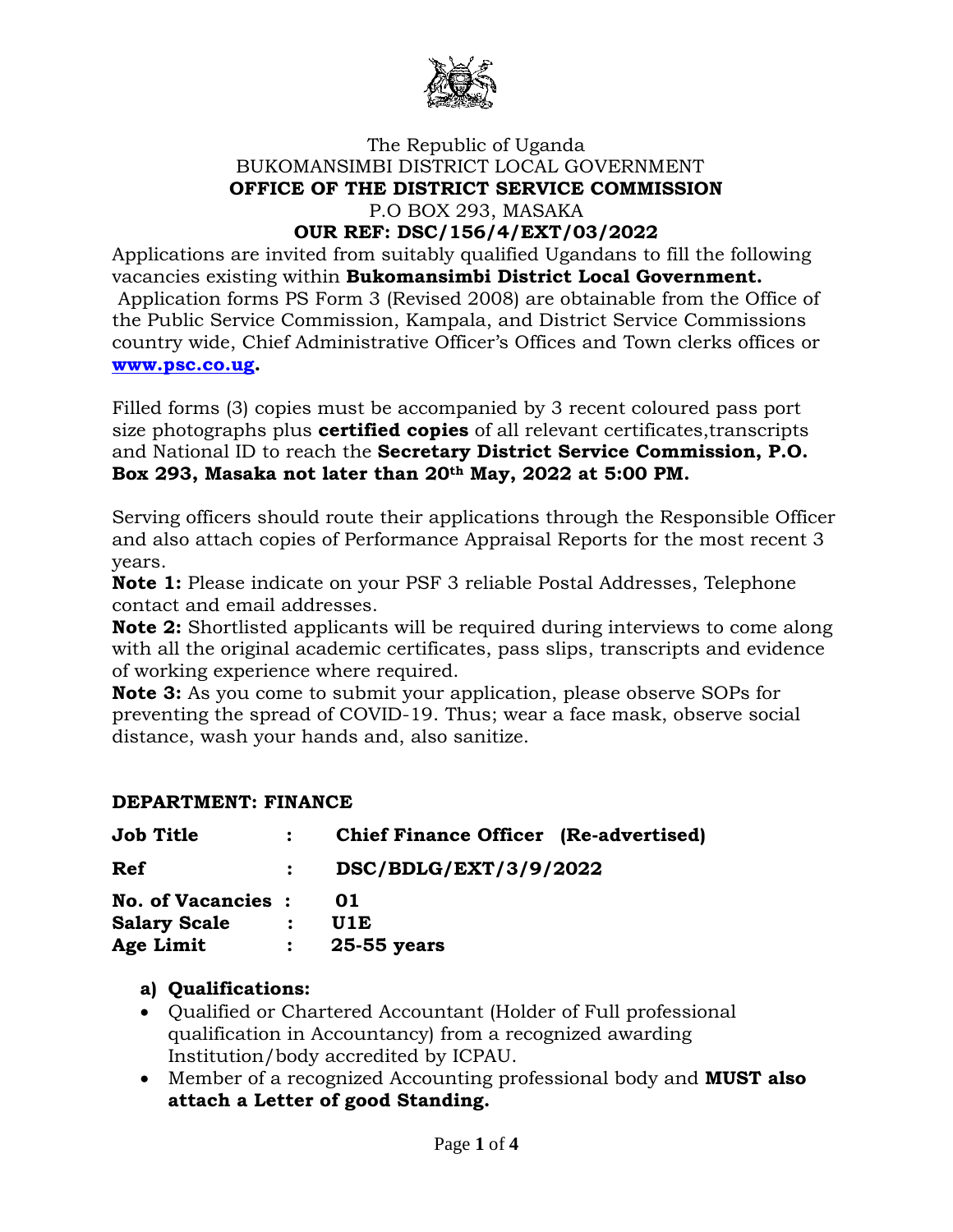The Republic of Uganda
BUKOMANSIMBI DISTRICT LOCAL GOVERNMENT
**OFFICE OF THE DISTRICT SERVICE COMMISSION**
P.O BOX 293, MASAKA
**OUR REF: DSC/156/4/EXT/03/2022**

Applications are invited from suitably qualified Ugandans to fill the following vacancies existing within **Bukomansimbi District Local Government.**

Application forms PS Form 3 (Revised 2008) are obtainable from the Office of the Public Service Commission, Kampala, and District Service Commissions country wide, Chief Administrative Officer's Offices and Town clerks offices or **[www.psc.co.ug](www.psc.co.ug)**.

Filled forms (3) copies must be accompanied by 3 recent coloured pass port size photographs plus **certified copies** of all relevant certificates,transcripts and National ID to reach the **Secretary District Service Commission, P.O. Box 293, Masaka not later than 20th May, 2022 at 5:00 PM.**

Serving officers should route their applications through the Responsible Officer and also attach copies of Performance Appraisal Reports for the most recent 3 years.

**Note 1:** Please indicate on your PSF 3 reliable Postal Addresses, Telephone contact and email addresses.

**Note 2:** Shortlisted applicants will be required during interviews to come along with all the original academic certificates, pass slips, transcripts and evidence of working experience where required.

**Note 3:** As you come to submit your application, please observe SOPs for preventing the spread of COVID-19. Thus; wear a face mask, observe social distance, wash your hands and, also sanitize.

## DEPARTMENT: FINANCE

**Job Title** : **Chief Finance Officer (Re-advertised)**

**Ref** : **DSC/BDLG/EXT/3/9/2022**

**No. of Vacancies** : **01**
**Salary Scale** : **U1E**
**Age Limit** : **25-55 years**

**a) Qualifications:**

- Qualified or Chartered Accountant (Holder of Full professional qualification in Accountancy) from a recognized awarding Institution/body accredited by ICPAU.
- Member of a recognized Accounting professional body and **MUST also attach a Letter of good Standing.**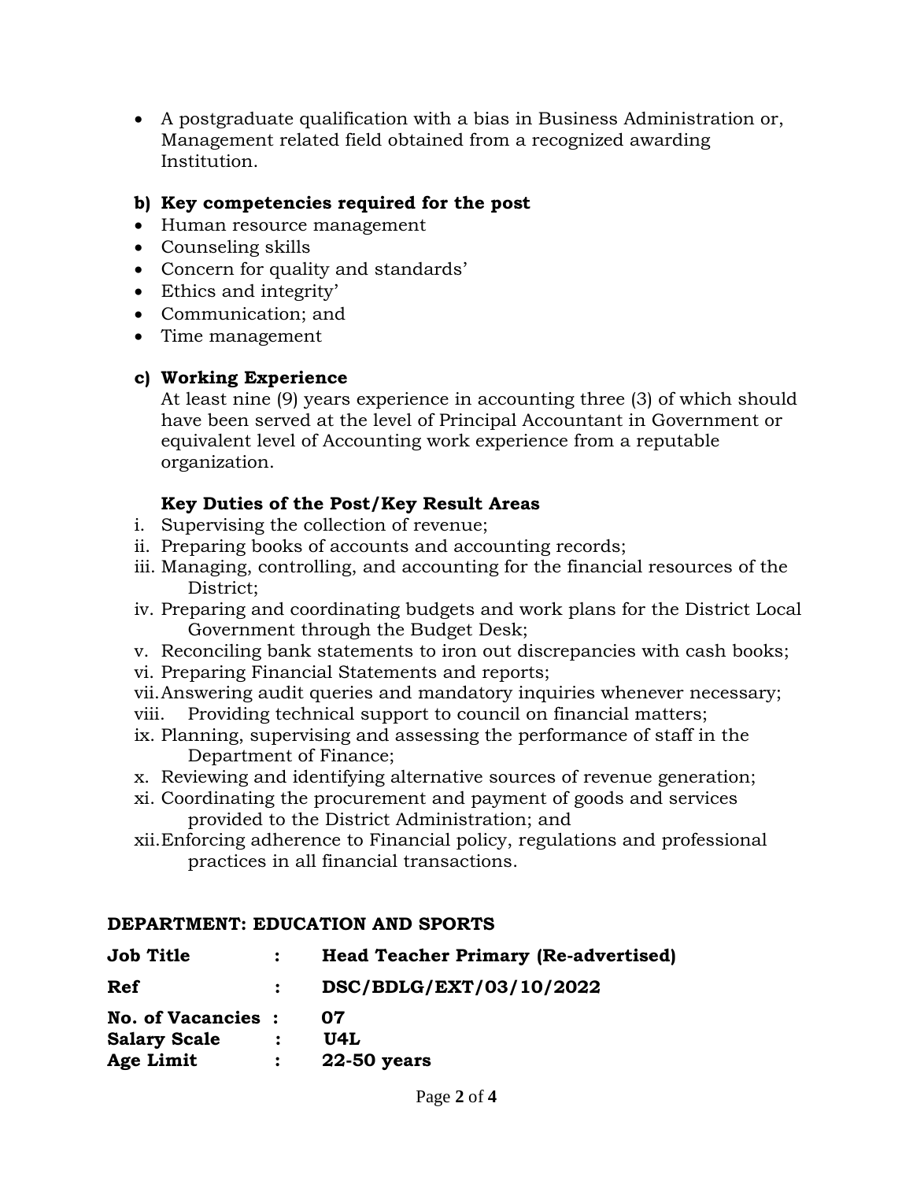- A postgraduate qualification with a bias in Business Administration or, Management related field obtained from a recognized awarding Institution.

**b) Key competencies required for the post**

- Human resource management
- Counseling skills
- Concern for quality and standards'
- Ethics and integrity'
- Communication; and
- Time management

**c) Working Experience**

At least nine (9) years experience in accounting three (3) of which should have been served at the level of Principal Accountant in Government or equivalent level of Accounting work experience from a reputable organization.

**Key Duties of the Post/Key Result Areas**

i. Supervising the collection of revenue;
ii. Preparing books of accounts and accounting records;
iii. Managing, controlling, and accounting for the financial resources of the District;
iv. Preparing and coordinating budgets and work plans for the District Local Government through the Budget Desk;
v. Reconciling bank statements to iron out discrepancies with cash books;
vi. Preparing Financial Statements and reports;
vii. Answering audit queries and mandatory inquiries whenever necessary;
viii. Providing technical support to council on financial matters;
ix. Planning, supervising and assessing the performance of staff in the Department of Finance;
x. Reviewing and identifying alternative sources of revenue generation;
xi. Coordinating the procurement and payment of goods and services provided to the District Administration; and
xii. Enforcing adherence to Financial policy, regulations and professional practices in all financial transactions.

**DEPARTMENT: EDUCATION AND SPORTS**

| | | |
|---|---|---|
| **Job Title** | : | **Head Teacher Primary (Re-advertised)** |
| **Ref** | : | **DSC/BDLG/EXT/03/10/2022** |
| **No. of Vacancies** | : | **07** |
| **Salary Scale** | : | **U4L** |
| **Age Limit** | : | **22-50 years** |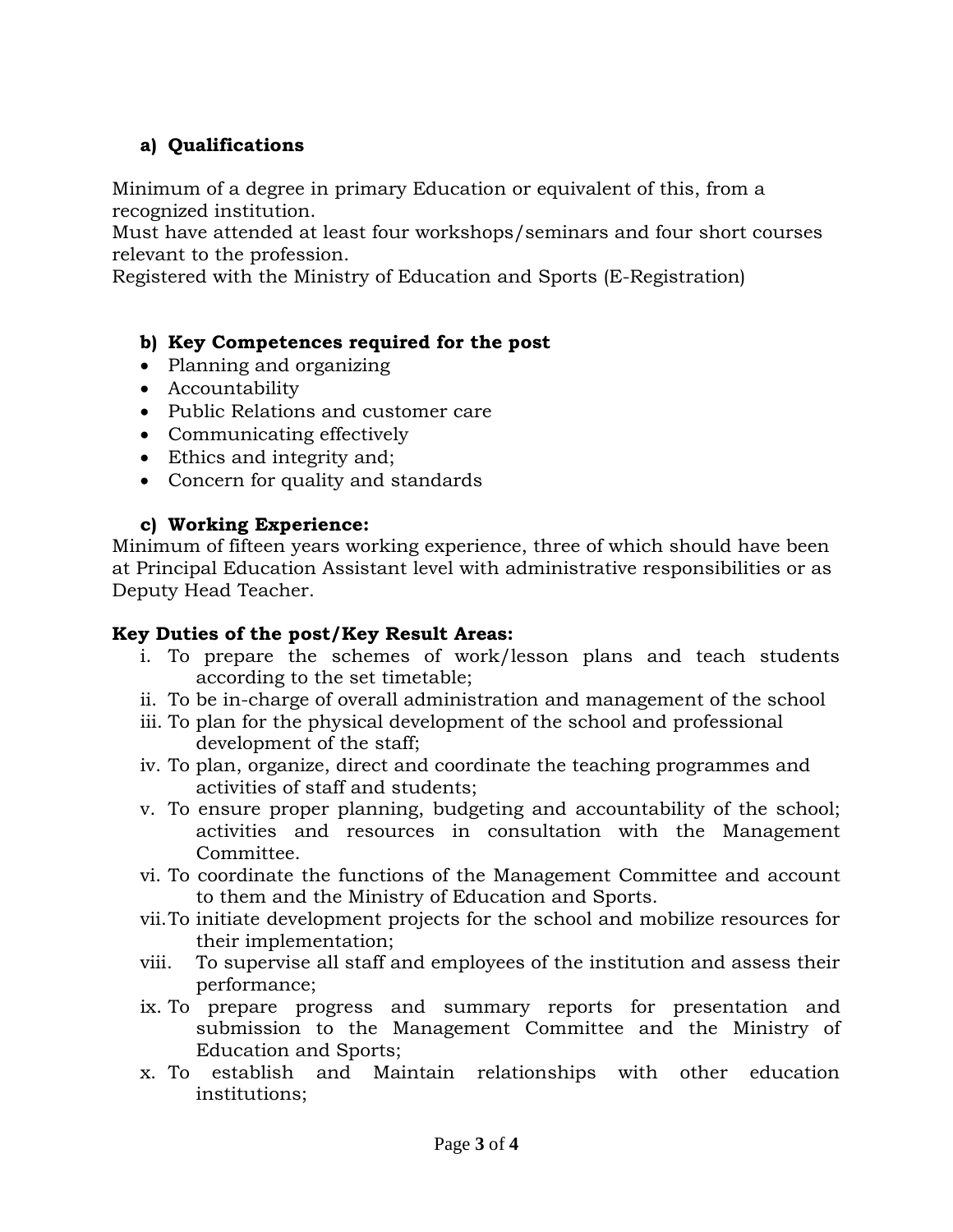### a) Qualifications

Minimum of a degree in primary Education or equivalent of this, from a recognized institution.
Must have attended at least four workshops/seminars and four short courses relevant to the profession.
Registered with the Ministry of Education and Sports (E-Registration)

### b) Key Competences required for the post

- Planning and organizing
- Accountability
- Public Relations and customer care
- Communicating effectively
- Ethics and integrity and;
- Concern for quality and standards

### c) Working Experience:

Minimum of fifteen years working experience, three of which should have been at Principal Education Assistant level with administrative responsibilities or as Deputy Head Teacher.

**Key Duties of the post/Key Result Areas:**

i. To prepare the schemes of work/lesson plans and teach students according to the set timetable;
ii. To be in-charge of overall administration and management of the school
iii. To plan for the physical development of the school and professional development of the staff;
iv. To plan, organize, direct and coordinate the teaching programmes and activities of staff and students;
v. To ensure proper planning, budgeting and accountability of the school; activities and resources in consultation with the Management Committee.
vi. To coordinate the functions of the Management Committee and account to them and the Ministry of Education and Sports.
vii. To initiate development projects for the school and mobilize resources for their implementation;
viii. To supervise all staff and employees of the institution and assess their performance;
ix. To prepare progress and summary reports for presentation and submission to the Management Committee and the Ministry of Education and Sports;
x. To establish and Maintain relationships with other education institutions;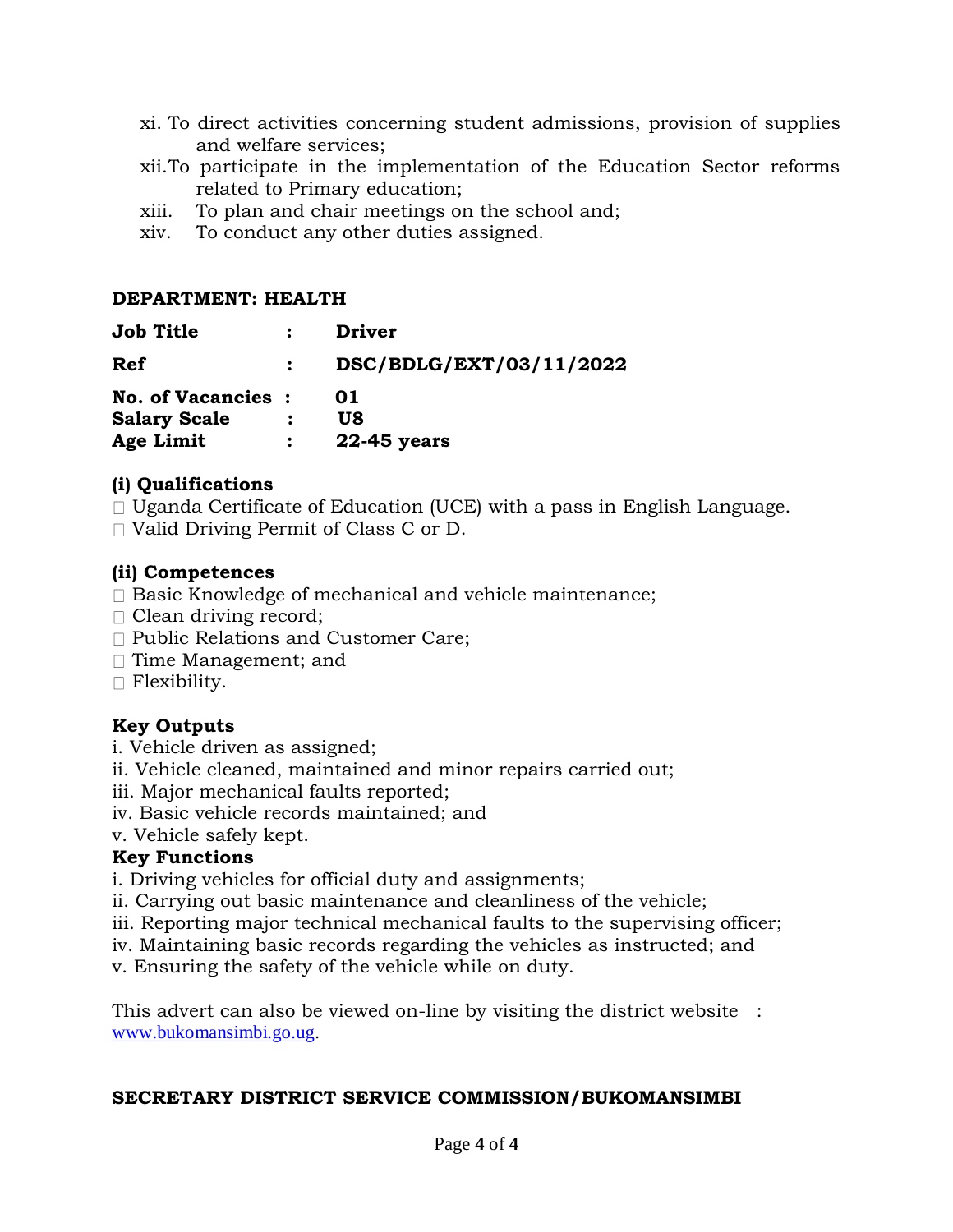xi. To direct activities concerning student admissions, provision of supplies and welfare services;
xii. To participate in the implementation of the Education Sector reforms related to Primary education;
xiii. To plan and chair meetings on the school and;
xiv. To conduct any other duties assigned.

**DEPARTMENT: HEALTH**

| | | |
|---|---|---|
| **Job Title** | : | **Driver** |
| **Ref** | : | **DSC/BDLG/EXT/03/11/2022** |
| **No. of Vacancies** | : | **01** |
| **Salary Scale** | : | **U8** |
| **Age Limit** | : | **22-45 years** |

**(i) Qualifications**

- Uganda Certificate of Education (UCE) with a pass in English Language.
- Valid Driving Permit of Class C or D.

**(ii) Competences**

- Basic Knowledge of mechanical and vehicle maintenance;
- Clean driving record;
- Public Relations and Customer Care;
- Time Management; and
- Flexibility.

**Key Outputs**

i. Vehicle driven as assigned;
ii. Vehicle cleaned, maintained and minor repairs carried out;
iii. Major mechanical faults reported;
iv. Basic vehicle records maintained; and
v. Vehicle safely kept.

**Key Functions**

i. Driving vehicles for official duty and assignments;
ii. Carrying out basic maintenance and cleanliness of the vehicle;
iii. Reporting major technical mechanical faults to the supervising officer;
iv. Maintaining basic records regarding the vehicles as instructed; and
v. Ensuring the safety of the vehicle while on duty.

This advert can also be viewed on-line by visiting the district website : www.bukomansimbi.go.ug.

**SECRETARY DISTRICT SERVICE COMMISSION/BUKOMANSIMBI**